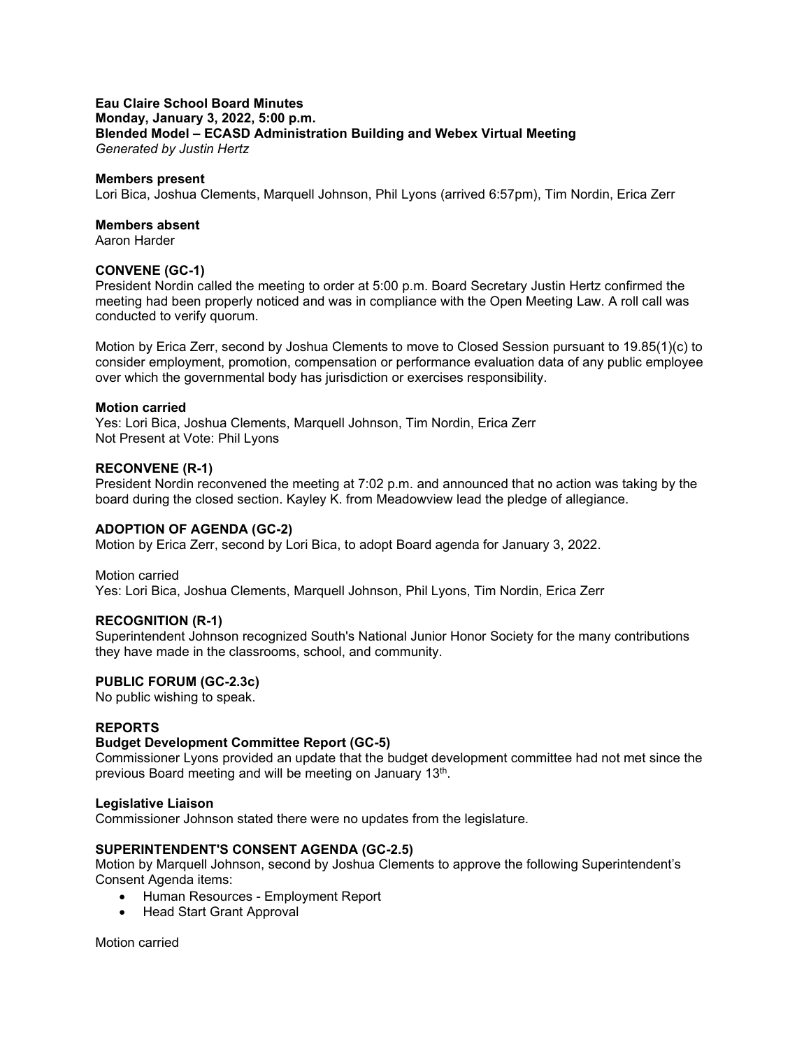**Eau Claire School Board Minutes**
**Monday, January 3, 2022, 5:00 p.m.**
**Blended Model – ECASD Administration Building and Webex Virtual Meeting**
*Generated by Justin Hertz*

**Members present**
Lori Bica, Joshua Clements, Marquell Johnson, Phil Lyons (arrived 6:57pm), Tim Nordin, Erica Zerr

**Members absent**
Aaron Harder

**CONVENE (GC-1)**
President Nordin called the meeting to order at 5:00 p.m. Board Secretary Justin Hertz confirmed the meeting had been properly noticed and was in compliance with the Open Meeting Law. A roll call was conducted to verify quorum.

Motion by Erica Zerr, second by Joshua Clements to move to Closed Session pursuant to 19.85(1)(c) to consider employment, promotion, compensation or performance evaluation data of any public employee over which the governmental body has jurisdiction or exercises responsibility.

**Motion carried**
Yes: Lori Bica, Joshua Clements, Marquell Johnson, Tim Nordin, Erica Zerr
Not Present at Vote: Phil Lyons

**RECONVENE (R-1)**
President Nordin reconvened the meeting at 7:02 p.m. and announced that no action was taking by the board during the closed section. Kayley K. from Meadowview lead the pledge of allegiance.

**ADOPTION OF AGENDA (GC-2)**
Motion by Erica Zerr, second by Lori Bica, to adopt Board agenda for January 3, 2022.

Motion carried
Yes: Lori Bica, Joshua Clements, Marquell Johnson, Phil Lyons, Tim Nordin, Erica Zerr

**RECOGNITION (R-1)**
Superintendent Johnson recognized South's National Junior Honor Society for the many contributions they have made in the classrooms, school, and community.

**PUBLIC FORUM (GC-2.3c)**
No public wishing to speak.

**REPORTS**
**Budget Development Committee Report (GC-5)**
Commissioner Lyons provided an update that the budget development committee had not met since the previous Board meeting and will be meeting on January 13th.

**Legislative Liaison**
Commissioner Johnson stated there were no updates from the legislature.

**SUPERINTENDENT'S CONSENT AGENDA (GC-2.5)**
Motion by Marquell Johnson, second by Joshua Clements to approve the following Superintendent's Consent Agenda items:

- Human Resources - Employment Report
- Head Start Grant Approval

Motion carried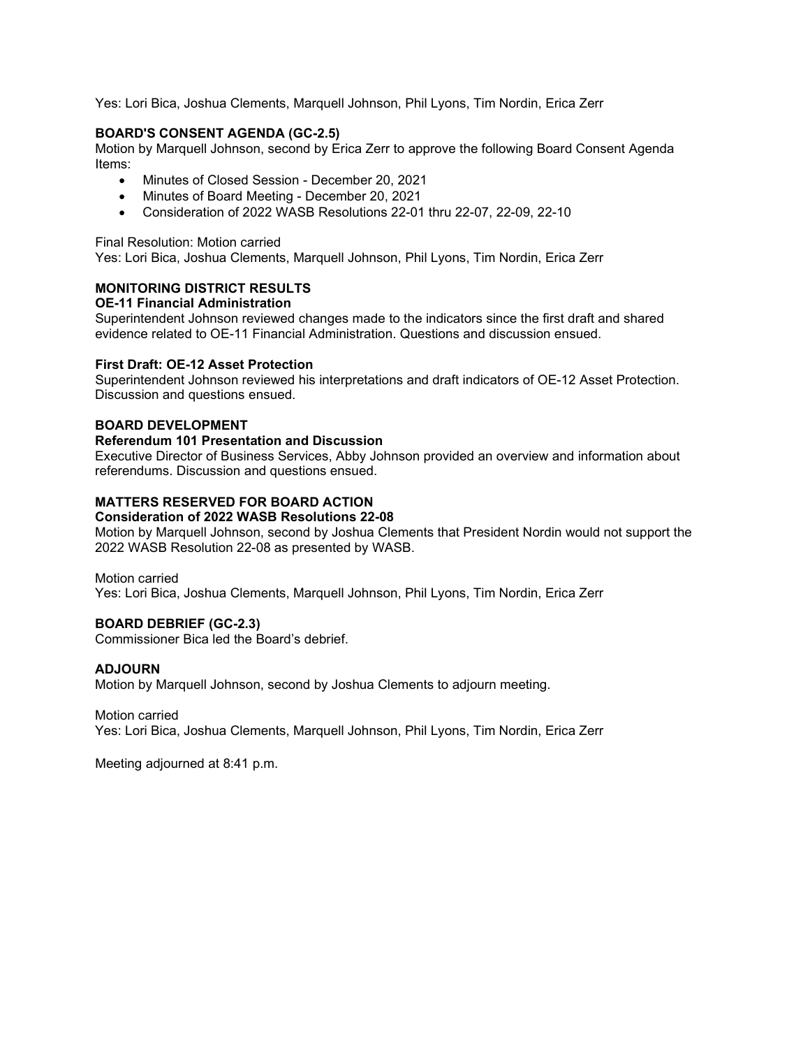Yes: Lori Bica, Joshua Clements, Marquell Johnson, Phil Lyons, Tim Nordin, Erica Zerr

**BOARD'S CONSENT AGENDA (GC-2.5)**

Motion by Marquell Johnson, second by Erica Zerr to approve the following Board Consent Agenda Items:

- Minutes of Closed Session - December 20, 2021
- Minutes of Board Meeting - December 20, 2021
- Consideration of 2022 WASB Resolutions 22-01 thru 22-07, 22-09, 22-10

Final Resolution: Motion carried
Yes: Lori Bica, Joshua Clements, Marquell Johnson, Phil Lyons, Tim Nordin, Erica Zerr

**MONITORING DISTRICT RESULTS**

**OE-11 Financial Administration**

Superintendent Johnson reviewed changes made to the indicators since the first draft and shared evidence related to OE-11 Financial Administration. Questions and discussion ensued.

**First Draft: OE-12 Asset Protection**

Superintendent Johnson reviewed his interpretations and draft indicators of OE-12 Asset Protection. Discussion and questions ensued.

**BOARD DEVELOPMENT**

**Referendum 101 Presentation and Discussion**

Executive Director of Business Services, Abby Johnson provided an overview and information about referendums. Discussion and questions ensued.

**MATTERS RESERVED FOR BOARD ACTION**

**Consideration of 2022 WASB Resolutions 22-08**

Motion by Marquell Johnson, second by Joshua Clements that President Nordin would not support the 2022 WASB Resolution 22-08 as presented by WASB.

Motion carried
Yes: Lori Bica, Joshua Clements, Marquell Johnson, Phil Lyons, Tim Nordin, Erica Zerr

**BOARD DEBRIEF (GC-2.3)**

Commissioner Bica led the Board's debrief.

**ADJOURN**

Motion by Marquell Johnson, second by Joshua Clements to adjourn meeting.

Motion carried
Yes: Lori Bica, Joshua Clements, Marquell Johnson, Phil Lyons, Tim Nordin, Erica Zerr

Meeting adjourned at 8:41 p.m.